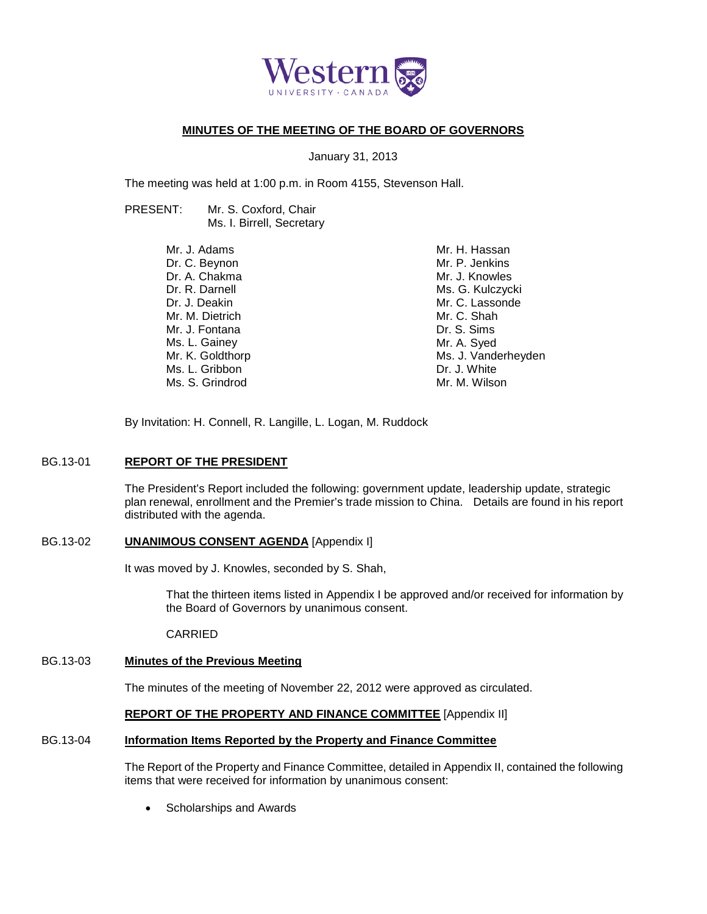Western
UNIVERSITY · CANADA

**MINUTES OF THE MEETING OF THE BOARD OF GOVERNORS**

January 31, 2013

The meeting was held at 1:00 p.m. in Room 4155, Stevenson Hall.

PRESENT: Mr. S. Coxford, Chair
Ms. I. Birrell, Secretary

Mr. J. Adams
Dr. C. Beynon
Dr. A. Chakma
Dr. R. Darnell
Dr. J. Deakin
Mr. M. Dietrich
Mr. J. Fontana
Ms. L. Gainey
Mr. K. Goldthorp
Ms. L. Gribbon
Ms. S. Grindrod
Mr. H. Hassan
Mr. P. Jenkins
Mr. J. Knowles
Ms. G. Kulczycki
Mr. C. Lassonde
Mr. C. Shah
Dr. S. Sims
Mr. A. Syed
Ms. J. Vanderheyden
Dr. J. White
Mr. M. Wilson

By Invitation: H. Connell, R. Langille, L. Logan, M. Ruddock

BG.13-01 **REPORT OF THE PRESIDENT**

The President's Report included the following: government update, leadership update, strategic plan renewal, enrollment and the Premier's trade mission to China. Details are found in his report distributed with the agenda.

BG.13-02 **UNANIMOUS CONSENT AGENDA** [Appendix I]

It was moved by J. Knowles, seconded by S. Shah,

> That the thirteen items listed in Appendix I be approved and/or received for information by the Board of Governors by unanimous consent.
>
> CARRIED

BG.13-03 **Minutes of the Previous Meeting**

The minutes of the meeting of November 22, 2012 were approved as circulated.

**REPORT OF THE PROPERTY AND FINANCE COMMITTEE** [Appendix II]

BG.13-04 **Information Items Reported by the Property and Finance Committee**

The Report of the Property and Finance Committee, detailed in Appendix II, contained the following items that were received for information by unanimous consent:

- Scholarships and Awards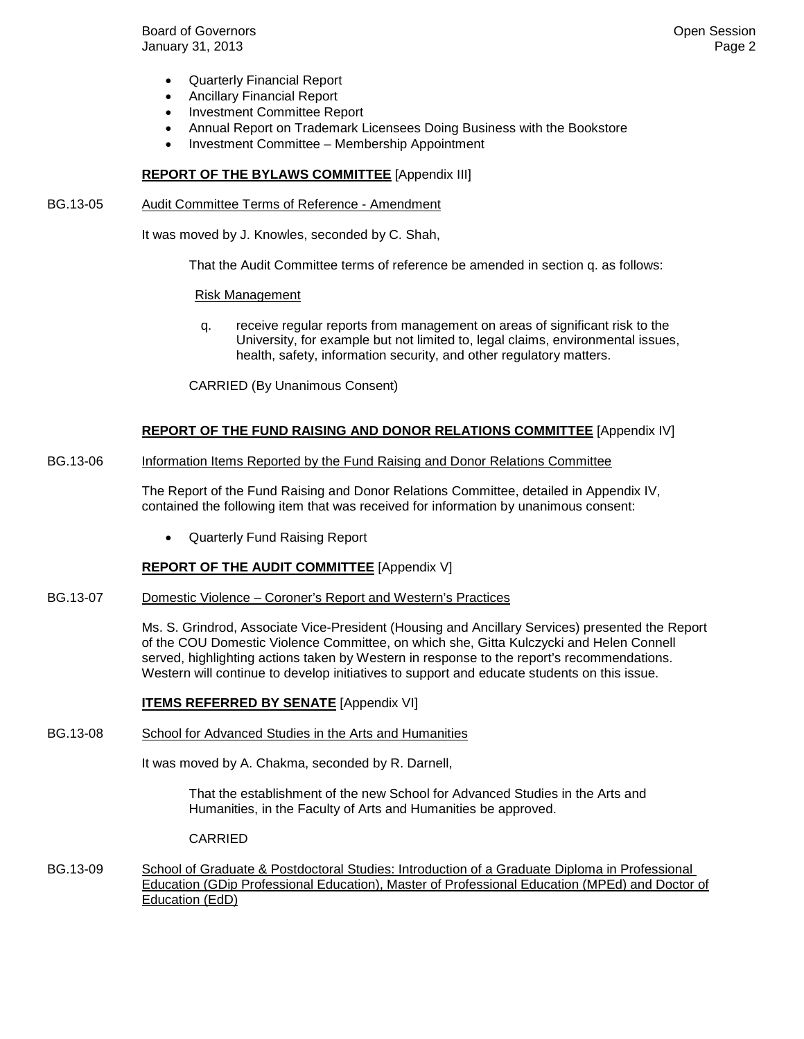- Quarterly Financial Report
- Ancillary Financial Report
- Investment Committee Report
- Annual Report on Trademark Licensees Doing Business with the Bookstore
- Investment Committee – Membership Appointment

**REPORT OF THE BYLAWS COMMITTEE** [Appendix III]

BG.13-05 Audit Committee Terms of Reference - Amendment

It was moved by J. Knowles, seconded by C. Shah,

> That the Audit Committee terms of reference be amended in section q. as follows:
>
> Risk Management
>
> q. receive regular reports from management on areas of significant risk to the University, for example but not limited to, legal claims, environmental issues, health, safety, information security, and other regulatory matters.
>
> CARRIED (By Unanimous Consent)

**REPORT OF THE FUND RAISING AND DONOR RELATIONS COMMITTEE** [Appendix IV]

BG.13-06 Information Items Reported by the Fund Raising and Donor Relations Committee

The Report of the Fund Raising and Donor Relations Committee, detailed in Appendix IV, contained the following item that was received for information by unanimous consent:

- Quarterly Fund Raising Report

**REPORT OF THE AUDIT COMMITTEE** [Appendix V]

BG.13-07 Domestic Violence – Coroner's Report and Western's Practices

Ms. S. Grindrod, Associate Vice-President (Housing and Ancillary Services) presented the Report of the COU Domestic Violence Committee, on which she, Gitta Kulczycki and Helen Connell served, highlighting actions taken by Western in response to the report's recommendations. Western will continue to develop initiatives to support and educate students on this issue.

**ITEMS REFERRED BY SENATE** [Appendix VI]

BG.13-08 School for Advanced Studies in the Arts and Humanities

It was moved by A. Chakma, seconded by R. Darnell,

> That the establishment of the new School for Advanced Studies in the Arts and Humanities, in the Faculty of Arts and Humanities be approved.
>
> CARRIED

BG.13-09 School of Graduate & Postdoctoral Studies: Introduction of a Graduate Diploma in Professional Education (GDip Professional Education), Master of Professional Education (MPEd) and Doctor of Education (EdD)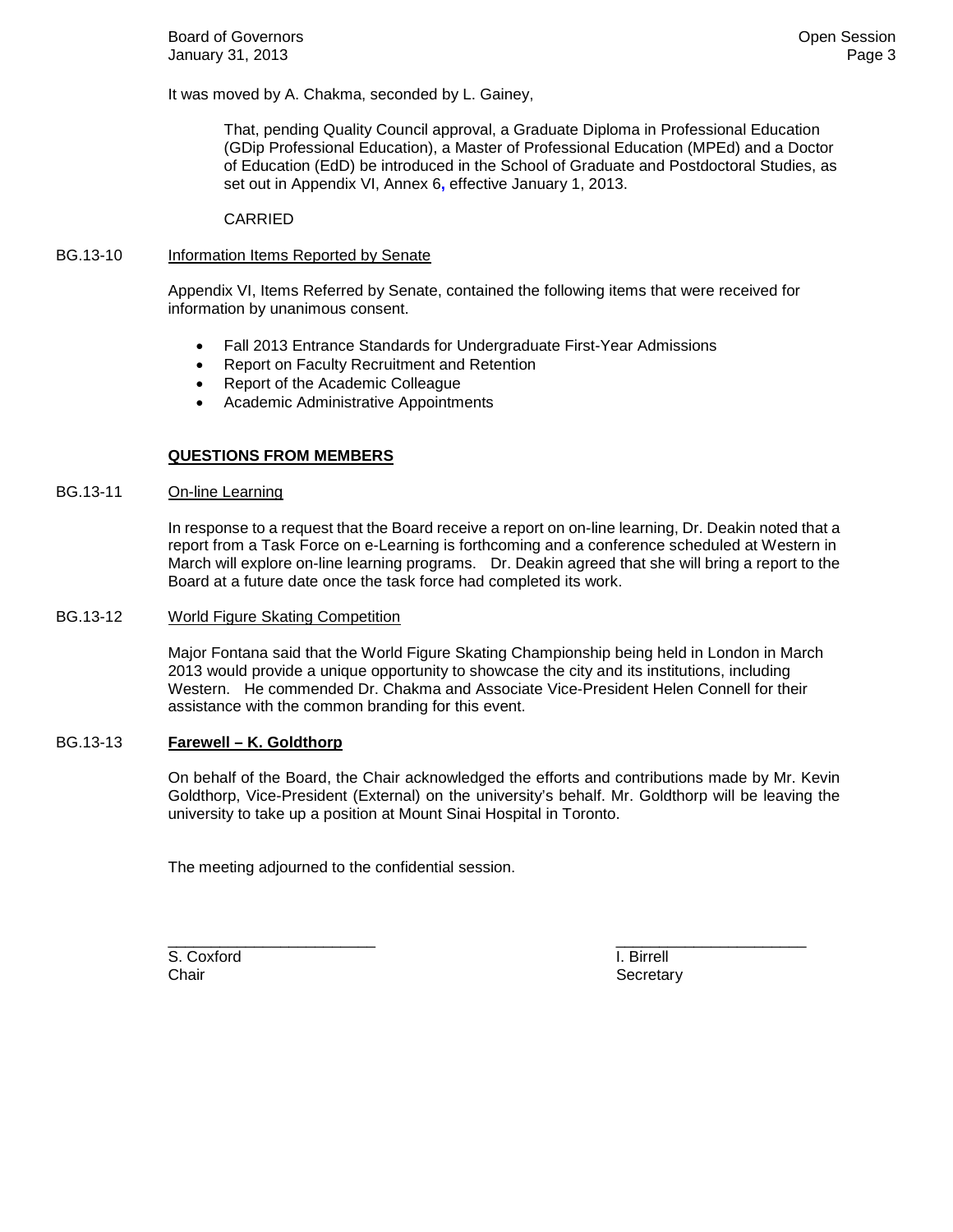It was moved by A. Chakma, seconded by L. Gainey,

> That, pending Quality Council approval, a Graduate Diploma in Professional Education (GDip Professional Education), a Master of Professional Education (MPEd) and a Doctor of Education (EdD) be introduced in the School of Graduate and Postdoctoral Studies, as set out in Appendix VI, Annex 6, effective January 1, 2013.
>
> CARRIED

BG.13-10 Information Items Reported by Senate

Appendix VI, Items Referred by Senate, contained the following items that were received for information by unanimous consent.

- Fall 2013 Entrance Standards for Undergraduate First-Year Admissions
- Report on Faculty Recruitment and Retention
- Report of the Academic Colleague
- Academic Administrative Appointments

## QUESTIONS FROM MEMBERS

BG.13-11 On-line Learning

In response to a request that the Board receive a report on on-line learning, Dr. Deakin noted that a report from a Task Force on e-Learning is forthcoming and a conference scheduled at Western in March will explore on-line learning programs. Dr. Deakin agreed that she will bring a report to the Board at a future date once the task force had completed its work.

BG.13-12 World Figure Skating Competition

Major Fontana said that the World Figure Skating Championship being held in London in March 2013 would provide a unique opportunity to showcase the city and its institutions, including Western. He commended Dr. Chakma and Associate Vice-President Helen Connell for their assistance with the common branding for this event.

BG.13-13 **Farewell – K. Goldthorp**

On behalf of the Board, the Chair acknowledged the efforts and contributions made by Mr. Kevin Goldthorp, Vice-President (External) on the university's behalf. Mr. Goldthorp will be leaving the university to take up a position at Mount Sinai Hospital in Toronto.

The meeting adjourned to the confidential session.

| | |
|---|---|
| S. Coxford | I. Birrell |
| Chair | Secretary |